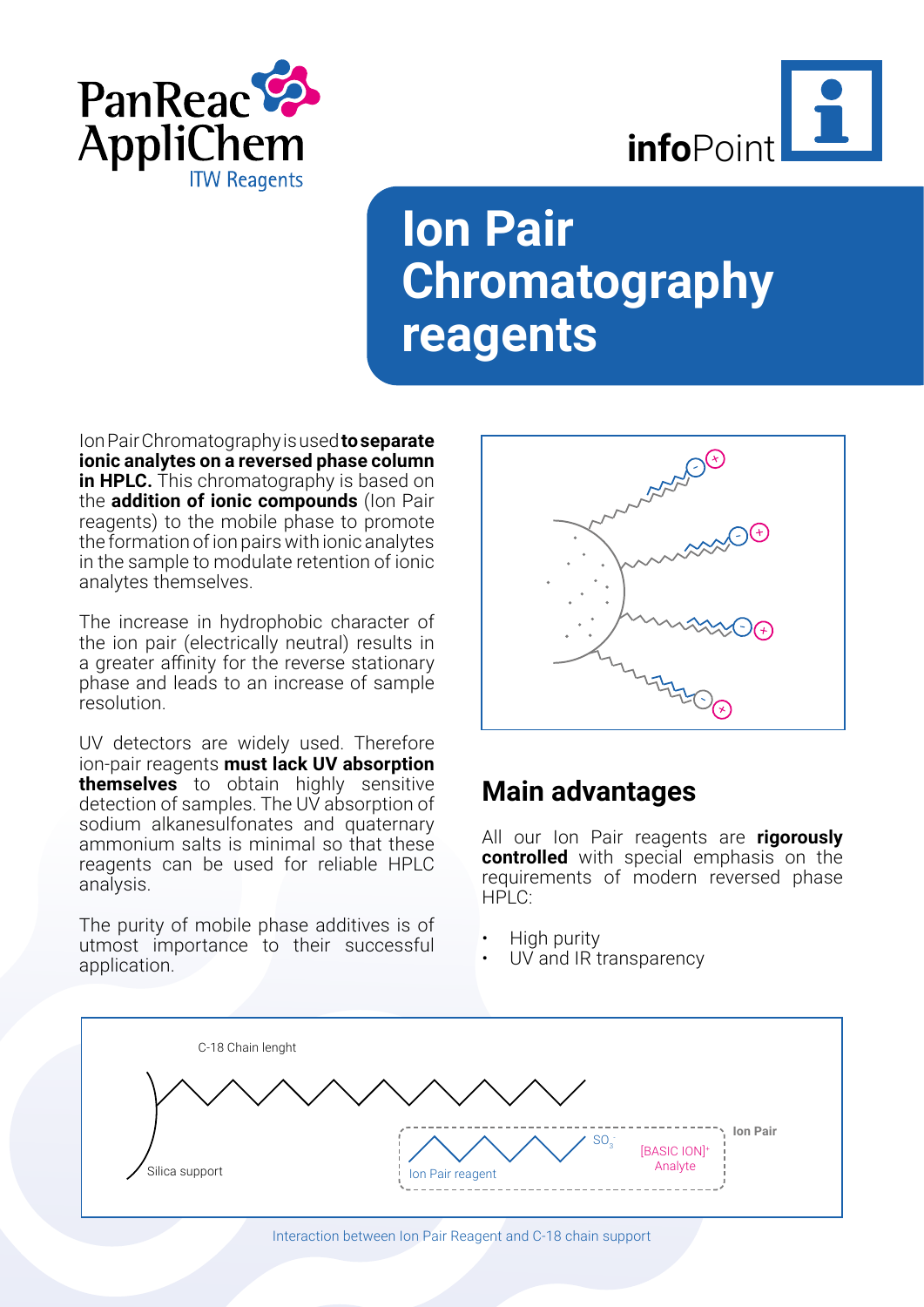PanReac AppliChem
ITW Reagents

infoPoint

# Ion Pair Chromatography reagents

Ion Pair Chromatography is used **to separate ionic analytes on a reversed phase column in HPLC.** This chromatography is based on the **addition of ionic compounds** (Ion Pair reagents) to the mobile phase to promote the formation of ion pairs with ionic analytes in the sample to modulate retention of ionic analytes themselves.

The increase in hydrophobic character of the ion pair (electrically neutral) results in a greater affinity for the reverse stationary phase and leads to an increase of sample resolution.

UV detectors are widely used. Therefore ion-pair reagents **must lack UV absorption themselves** to obtain highly sensitive detection of samples. The UV absorption of sodium alkanesulfonates and quaternary ammonium salts is minimal so that these reagents can be used for reliable HPLC analysis.

The purity of mobile phase additives is of utmost importance to their successful application.

## Main advantages

All our Ion Pair reagents are **rigorously controlled** with special emphasis on the requirements of modern reversed phase HPLC:

- High purity
- UV and IR transparency

C-18 Chain lenght

Silica support

Ion Pair reagent $SO_3^-$ [BASIC ION]$^+$ Analyte — Ion Pair

Interaction between Ion Pair Reagent and C-18 chain support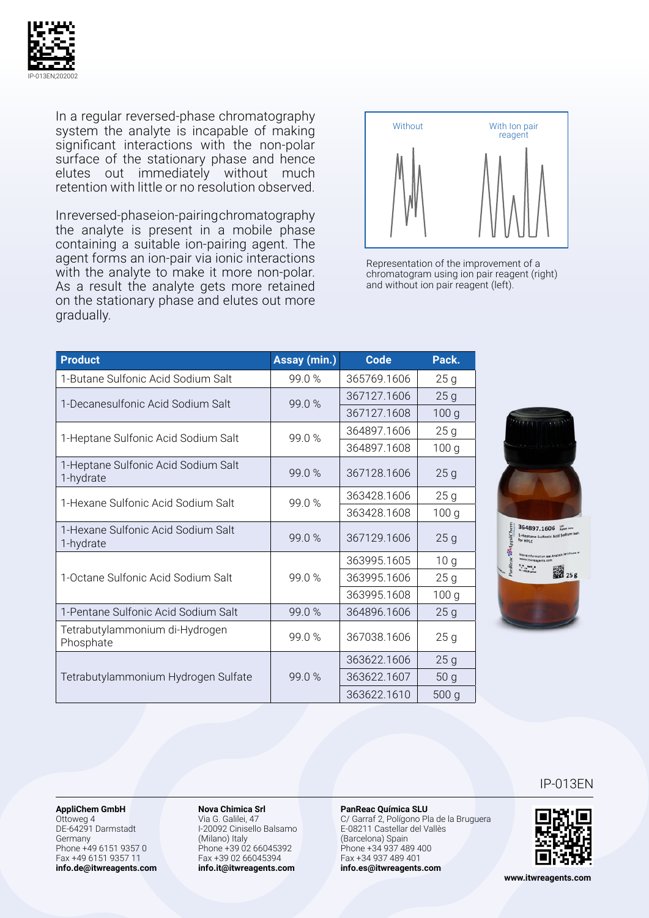In a regular reversed-phase chromatography system the analyte is incapable of making significant interactions with the non-polar surface of the stationary phase and hence elutes out immediately without much retention with little or no resolution observed.

In reversed-phase ion-pairing chromatography the analyte is present in a mobile phase containing a suitable ion-pairing agent. The agent forms an ion-pair via ionic interactions with the analyte to make it more non-polar. As a result the analyte gets more retained on the stationary phase and elutes out more gradually.

Without

With Ion pair reagent

Representation of the improvement of a chromatogram using ion pair reagent (right) and without ion pair reagent (left).

| Product | Assay (min.) | Code | Pack. |
|---|---|---|---|
| 1-Butane Sulfonic Acid Sodium Salt | 99.0 % | 365769.1606 | 25 g |
| 1-Decanesulfonic Acid Sodium Salt | 99.0 % | 367127.1606 | 25 g |
| | | 367127.1608 | 100 g |
| 1-Heptane Sulfonic Acid Sodium Salt | 99.0 % | 364897.1606 | 25 g |
| | | 364897.1608 | 100 g |
| 1-Heptane Sulfonic Acid Sodium Salt 1-hydrate | 99.0 % | 367128.1606 | 25 g |
| 1-Hexane Sulfonic Acid Sodium Salt | 99.0 % | 363428.1606 | 25 g |
| | | 363428.1608 | 100 g |
| 1-Hexane Sulfonic Acid Sodium Salt 1-hydrate | 99.0 % | 367129.1606 | 25 g |
| 1-Octane Sulfonic Acid Sodium Salt | 99.0 % | 363995.1605 | 10 g |
| | | 363995.1606 | 25 g |
| | | 363995.1608 | 100 g |
| 1-Pentane Sulfonic Acid Sodium Salt | 99.0 % | 364896.1606 | 25 g |
| Tetrabutylammonium di-Hydrogen Phosphate | 99.0 % | 367038.1606 | 25 g |
| Tetrabutylammonium Hydrogen Sulfate | 99.0 % | 363622.1606 | 25 g |
| | | 363622.1607 | 50 g |
| | | 363622.1610 | 500 g |

IP-013EN

**AppliChem GmbH**
Ottoweg 4
DE-64291 Darmstadt
Germany
Phone +49 6151 9357 0
Fax +49 6151 9357 11
**info.de@itwreagents.com**

**Nova Chimica Srl**
Via G. Galilei, 47
I-20092 Cinisello Balsamo
(Milano) Italy
Phone +39 02 66045392
Fax +39 02 66045394
**info.it@itwreagents.com**

**PanReac Química SLU**
C/ Garraf 2, Polígono Pla de la Bruguera
E-08211 Castellar del Vallès
(Barcelona) Spain
Phone +34 937 489 400
Fax +34 937 489 401
**info.es@itwreagents.com**

**www.itwreagents.com**